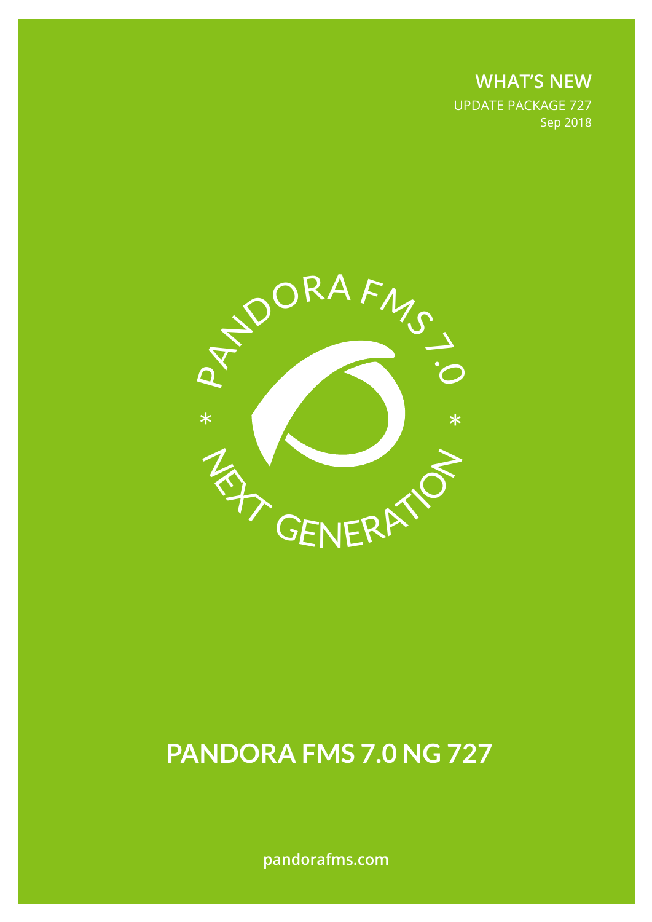**WHAT'S NEW**

UPDATE PACKAGE 727

Sep 2018

PANDORA FMS 7.0

* NEXT GENERATION *

# PANDORA FMS 7.0 NG 727

pandorafms.com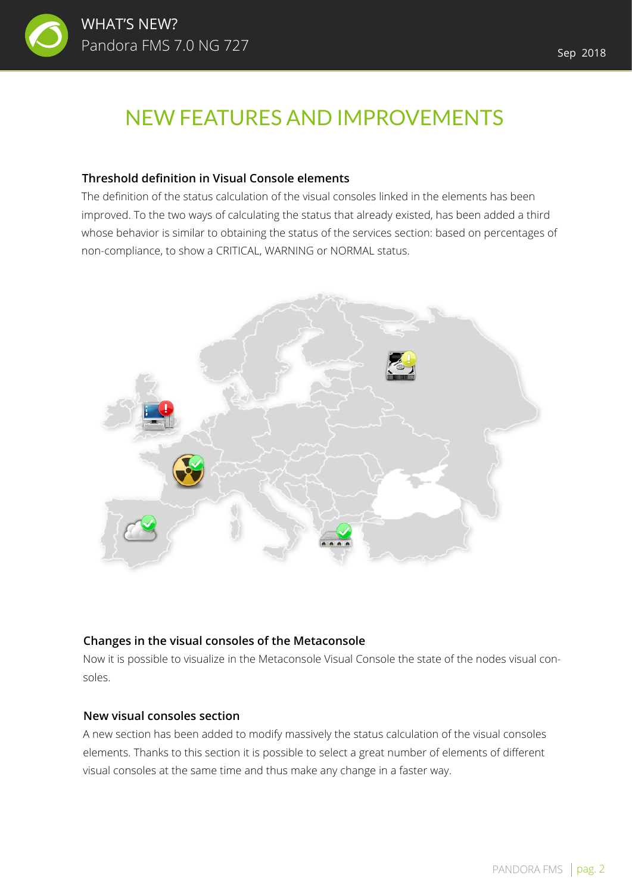# NEW FEATURES AND IMPROVEMENTS

### Threshold definition in Visual Console elements

The definition of the status calculation of the visual consoles linked in the elements has been improved. To the two ways of calculating the status that already existed, has been added a third whose behavior is similar to obtaining the status of the services section: based on percentages of non-compliance, to show a CRITICAL, WARNING or NORMAL status.

### Changes in the visual consoles of the Metaconsole

Now it is possible to visualize in the Metaconsole Visual Console the state of the nodes visual consoles.

### New visual consoles section

A new section has been added to modify massively the status calculation of the visual consoles elements. Thanks to this section it is possible to select a great number of elements of different visual consoles at the same time and thus make any change in a faster way.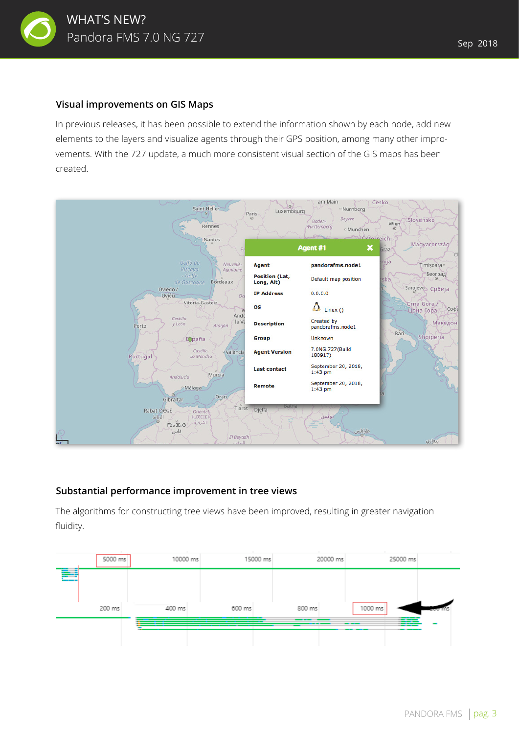## Visual improvements on GIS Maps

In previous releases, it has been possible to extend the information shown by each node, add new elements to the layers and visualize agents through their GPS position, among many other improvements. With the 727 update, a much more consistent visual section of the GIS maps has been created.

## Substantial performance improvement in tree views

The algorithms for constructing tree views have been improved, resulting in greater navigation fluidity.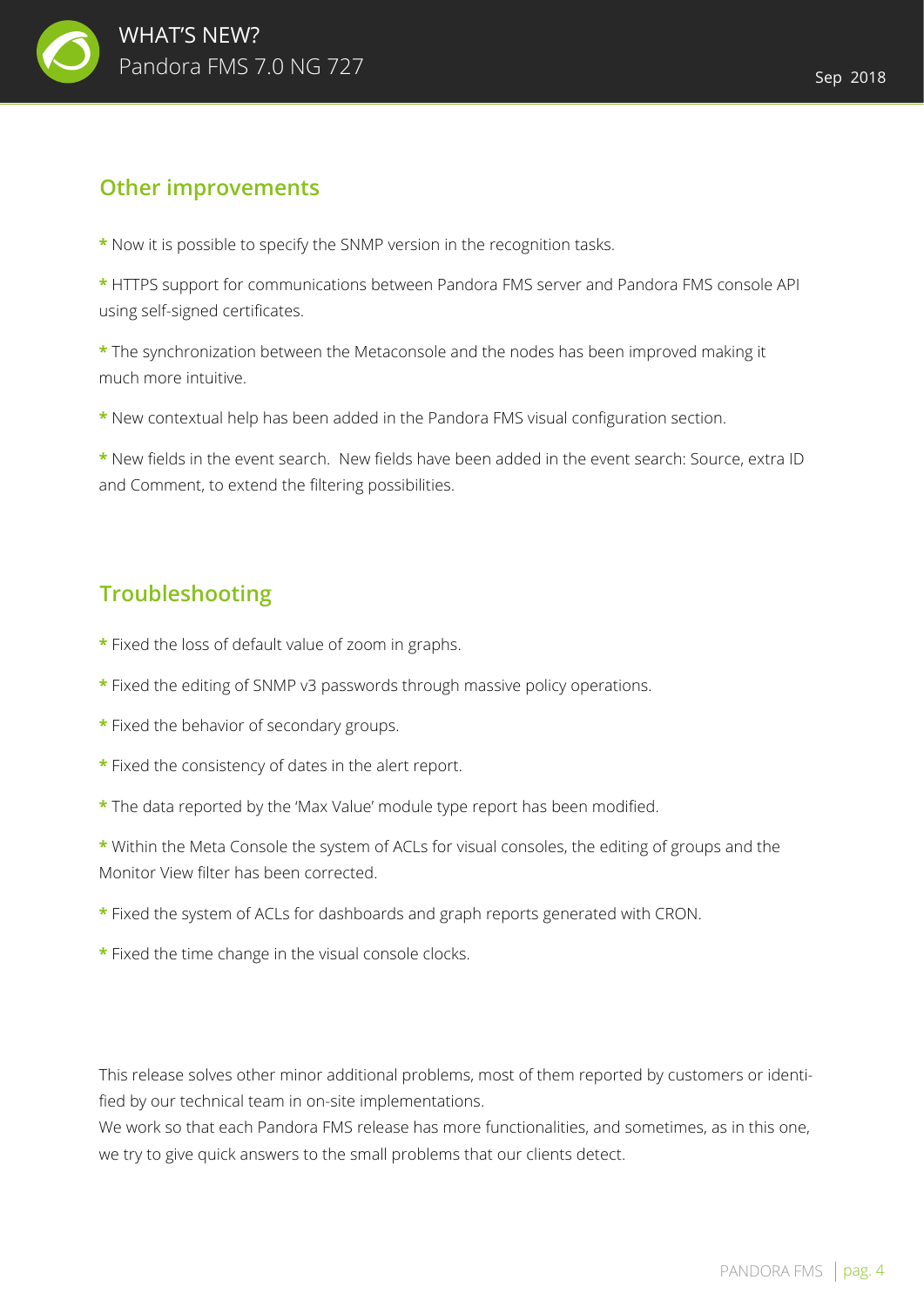## Other improvements

* Now it is possible to specify the SNMP version in the recognition tasks.

* HTTPS support for communications between Pandora FMS server and Pandora FMS console API using self-signed certificates.

* The synchronization between the Metaconsole and the nodes has been improved making it much more intuitive.

* New contextual help has been added in the Pandora FMS visual configuration section.

* New fields in the event search.  New fields have been added in the event search: Source, extra ID and Comment, to extend the filtering possibilities.

## Troubleshooting

* Fixed the loss of default value of zoom in graphs.

* Fixed the editing of SNMP v3 passwords through massive policy operations.

* Fixed the behavior of secondary groups.

* Fixed the consistency of dates in the alert report.

* The data reported by the 'Max Value' module type report has been modified.

* Within the Meta Console the system of ACLs for visual consoles, the editing of groups and the Monitor View filter has been corrected.

* Fixed the system of ACLs for dashboards and graph reports generated with CRON.

* Fixed the time change in the visual console clocks.

This release solves other minor additional problems, most of them reported by customers or identified by our technical team in on-site implementations.
We work so that each Pandora FMS release has more functionalities, and sometimes, as in this one, we try to give quick answers to the small problems that our clients detect.